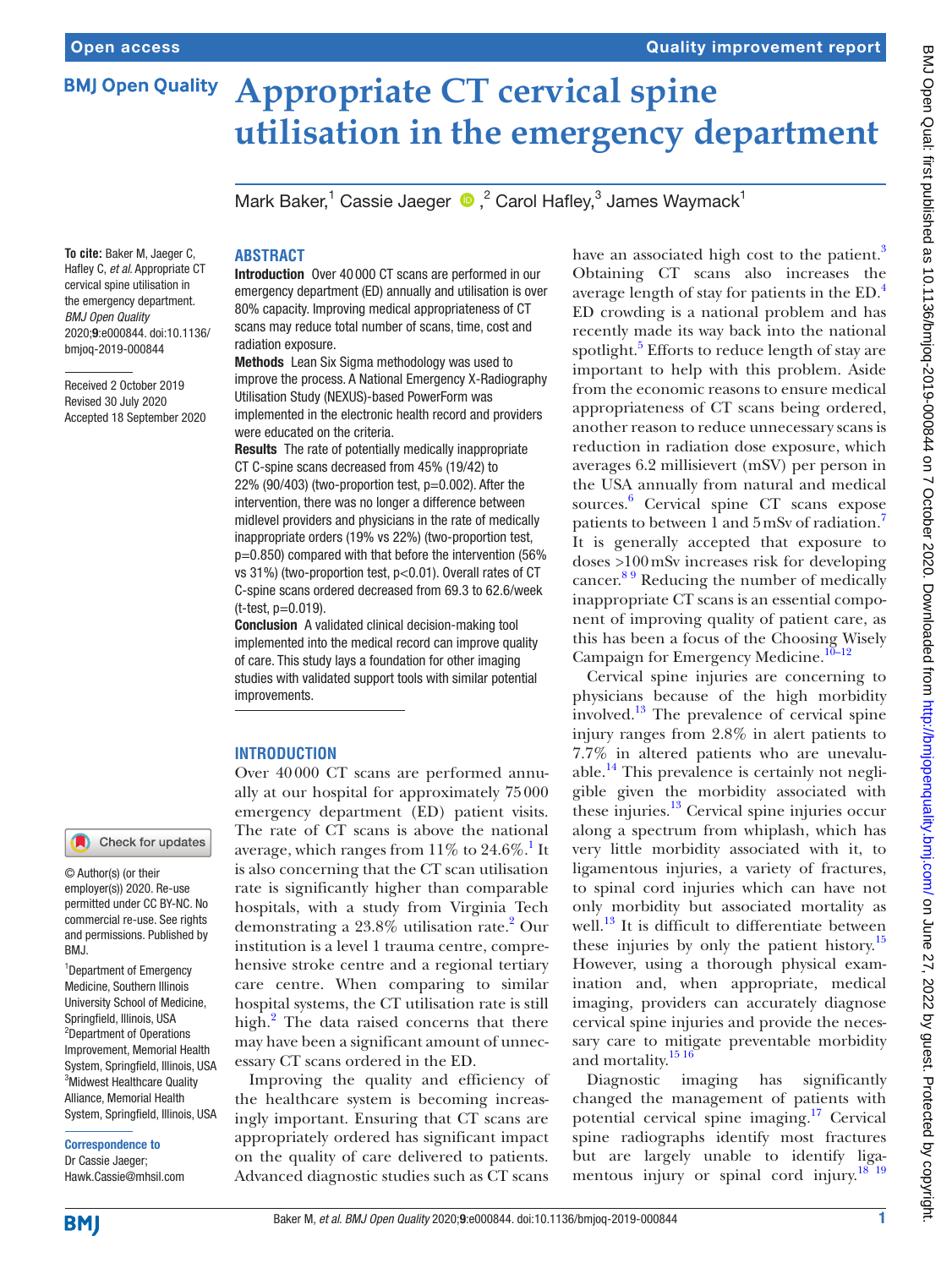# Appropriate CT cervical spine utilisation in the emergency department

Mark Baker,[1] Cassie Jaeger,[2] Carol Hafley,[3] James Waymack[1]

**To cite:** Baker M, Jaeger C, Hafley C, *et al*. Appropriate CT cervical spine utilisation in the emergency department. *BMJ Open Quality* 2020;**9**:e000844. doi:10.1136/bmjoq-2019-000844

Received 2 October 2019
Revised 30 July 2020
Accepted 18 September 2020

© Author(s) (or their employer(s)) 2020. Re-use permitted under CC BY-NC. No commercial re-use. See rights and permissions. Published by BMJ.

[1]Department of Emergency Medicine, Southern Illinois University School of Medicine, Springfield, Illinois, USA
[2]Department of Operations Improvement, Memorial Health System, Springfield, Illinois, USA
[3]Midwest Healthcare Quality Alliance, Memorial Health System, Springfield, Illinois, USA

**Correspondence to**
Dr Cassie Jaeger;
Hawk.Cassie@mhsil.com

## ABSTRACT

**Introduction** Over 40 000 CT scans are performed in our emergency department (ED) annually and utilisation is over 80% capacity. Improving medical appropriateness of CT scans may reduce total number of scans, time, cost and radiation exposure.

**Methods** Lean Six Sigma methodology was used to improve the process. A National Emergency X-Radiography Utilisation Study (NEXUS)-based PowerForm was implemented in the electronic health record and providers were educated on the criteria.

**Results** The rate of potentially medically inappropriate CT C-spine scans decreased from 45% (19/42) to 22% (90/403) (two-proportion test, p=0.002). After the intervention, there was no longer a difference between midlevel providers and physicians in the rate of medically inappropriate orders (19% vs 22%) (two-proportion test, p=0.850) compared with that before the intervention (56% vs 31%) (two-proportion test, p<0.01). Overall rates of CT C-spine scans ordered decreased from 69.3 to 62.6/week (t-test, p=0.019).

**Conclusion** A validated clinical decision-making tool implemented into the medical record can improve quality of care. This study lays a foundation for other imaging studies with validated support tools with similar potential improvements.

## INTRODUCTION

Over 40 000 CT scans are performed annually at our hospital for approximately 75 000 emergency department (ED) patient visits. The rate of CT scans is above the national average, which ranges from 11% to 24.6%.[1] It is also concerning that the CT scan utilisation rate is significantly higher than comparable hospitals, with a study from Virginia Tech demonstrating a 23.8% utilisation rate.[2] Our institution is a level 1 trauma centre, comprehensive stroke centre and a regional tertiary care centre. When comparing to similar hospital systems, the CT utilisation rate is still high.[2] The data raised concerns that there may have been a significant amount of unnecessary CT scans ordered in the ED.

Improving the quality and efficiency of the healthcare system is becoming increasingly important. Ensuring that CT scans are appropriately ordered has significant impact on the quality of care delivered to patients. Advanced diagnostic studies such as CT scans have an associated high cost to the patient.[3] Obtaining CT scans also increases the average length of stay for patients in the ED.[4] ED crowding is a national problem and has recently made its way back into the national spotlight.[5] Efforts to reduce length of stay are important to help with this problem. Aside from the economic reasons to ensure medical appropriateness of CT scans being ordered, another reason to reduce unnecessary scans is reduction in radiation dose exposure, which averages 6.2 millisievert (mSV) per person in the USA annually from natural and medical sources.[6] Cervical spine CT scans expose patients to between 1 and 5 mSv of radiation.[7] It is generally accepted that exposure to doses >100 mSv increases risk for developing cancer.[8,9] Reducing the number of medically inappropriate CT scans is an essential component of improving quality of patient care, as this has been a focus of the Choosing Wisely Campaign for Emergency Medicine.[10–12]

Cervical spine injuries are concerning to physicians because of the high morbidity involved.[13] The prevalence of cervical spine injury ranges from 2.8% in alert patients to 7.7% in altered patients who are unevaluable.[14] This prevalence is certainly not negligible given the morbidity associated with these injuries.[13] Cervical spine injuries occur along a spectrum from whiplash, which has very little morbidity associated with it, to ligamentous injuries, a variety of fractures, to spinal cord injuries which can have not only morbidity but associated mortality as well.[13] It is difficult to differentiate between these injuries by only the patient history.[15] However, using a thorough physical examination and, when appropriate, medical imaging, providers can accurately diagnose cervical spine injuries and provide the necessary care to mitigate preventable morbidity and mortality.[15,16]

Diagnostic imaging has significantly changed the management of patients with potential cervical spine imaging.[17] Cervical spine radiographs identify most fractures but are largely unable to identify ligamentous injury or spinal cord injury.[18,19]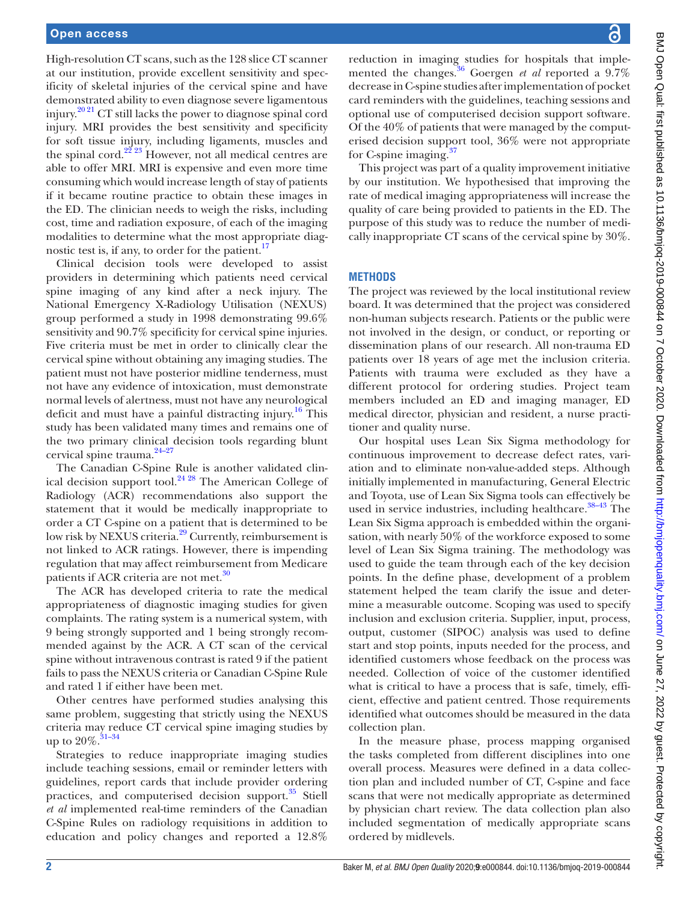High-resolution CT scans, such as the 128 slice CT scanner at our institution, provide excellent sensitivity and specificity of skeletal injuries of the cervical spine and have demonstrated ability to even diagnose severe ligamentous injury.[20 21] CT still lacks the power to diagnose spinal cord injury. MRI provides the best sensitivity and specificity for soft tissue injury, including ligaments, muscles and the spinal cord.[22 23] However, not all medical centres are able to offer MRI. MRI is expensive and even more time consuming which would increase length of stay of patients if it became routine practice to obtain these images in the ED. The clinician needs to weigh the risks, including cost, time and radiation exposure, of each of the imaging modalities to determine what the most appropriate diagnostic test is, if any, to order for the patient.[17]

Clinical decision tools were developed to assist providers in determining which patients need cervical spine imaging of any kind after a neck injury. The National Emergency X-Radiology Utilisation (NEXUS) group performed a study in 1998 demonstrating 99.6% sensitivity and 90.7% specificity for cervical spine injuries. Five criteria must be met in order to clinically clear the cervical spine without obtaining any imaging studies. The patient must not have posterior midline tenderness, must not have any evidence of intoxication, must demonstrate normal levels of alertness, must not have any neurological deficit and must have a painful distracting injury.[16] This study has been validated many times and remains one of the two primary clinical decision tools regarding blunt cervical spine trauma.[24–27]

The Canadian C-Spine Rule is another validated clinical decision support tool.[24 28] The American College of Radiology (ACR) recommendations also support the statement that it would be medically inappropriate to order a CT C-spine on a patient that is determined to be low risk by NEXUS criteria.[29] Currently, reimbursement is not linked to ACR ratings. However, there is impending regulation that may affect reimbursement from Medicare patients if ACR criteria are not met.[30]

The ACR has developed criteria to rate the medical appropriateness of diagnostic imaging studies for given complaints. The rating system is a numerical system, with 9 being strongly supported and 1 being strongly recommended against by the ACR. A CT scan of the cervical spine without intravenous contrast is rated 9 if the patient fails to pass the NEXUS criteria or Canadian C-Spine Rule and rated 1 if either have been met.

Other centres have performed studies analysing this same problem, suggesting that strictly using the NEXUS criteria may reduce CT cervical spine imaging studies by up to 20%.[31–34]

Strategies to reduce inappropriate imaging studies include teaching sessions, email or reminder letters with guidelines, report cards that include provider ordering practices, and computerised decision support.[35] Stiell *et al* implemented real-time reminders of the Canadian C-Spine Rules on radiology requisitions in addition to education and policy changes and reported a 12.8% reduction in imaging studies for hospitals that implemented the changes.[36] Goergen *et al* reported a 9.7% decrease in C-spine studies after implementation of pocket card reminders with the guidelines, teaching sessions and optional use of computerised decision support software. Of the 40% of patients that were managed by the computerised decision support tool, 36% were not appropriate for C-spine imaging.[37]

This project was part of a quality improvement initiative by our institution. We hypothesised that improving the rate of medical imaging appropriateness will increase the quality of care being provided to patients in the ED. The purpose of this study was to reduce the number of medically inappropriate CT scans of the cervical spine by 30%.

## METHODS

The project was reviewed by the local institutional review board. It was determined that the project was considered non-human subjects research. Patients or the public were not involved in the design, or conduct, or reporting or dissemination plans of our research. All non-trauma ED patients over 18 years of age met the inclusion criteria. Patients with trauma were excluded as they have a different protocol for ordering studies. Project team members included an ED and imaging manager, ED medical director, physician and resident, a nurse practitioner and quality nurse.

Our hospital uses Lean Six Sigma methodology for continuous improvement to decrease defect rates, variation and to eliminate non-value-added steps. Although initially implemented in manufacturing, General Electric and Toyota, use of Lean Six Sigma tools can effectively be used in service industries, including healthcare.[38–43] The Lean Six Sigma approach is embedded within the organisation, with nearly 50% of the workforce exposed to some level of Lean Six Sigma training. The methodology was used to guide the team through each of the key decision points. In the define phase, development of a problem statement helped the team clarify the issue and determine a measurable outcome. Scoping was used to specify inclusion and exclusion criteria. Supplier, input, process, output, customer (SIPOC) analysis was used to define start and stop points, inputs needed for the process, and identified customers whose feedback on the process was needed. Collection of voice of the customer identified what is critical to have a process that is safe, timely, efficient, effective and patient centred. Those requirements identified what outcomes should be measured in the data collection plan.

In the measure phase, process mapping organised the tasks completed from different disciplines into one overall process. Measures were defined in a data collection plan and included number of CT, C-spine and face scans that were not medically appropriate as determined by physician chart review. The data collection plan also included segmentation of medically appropriate scans ordered by midlevels.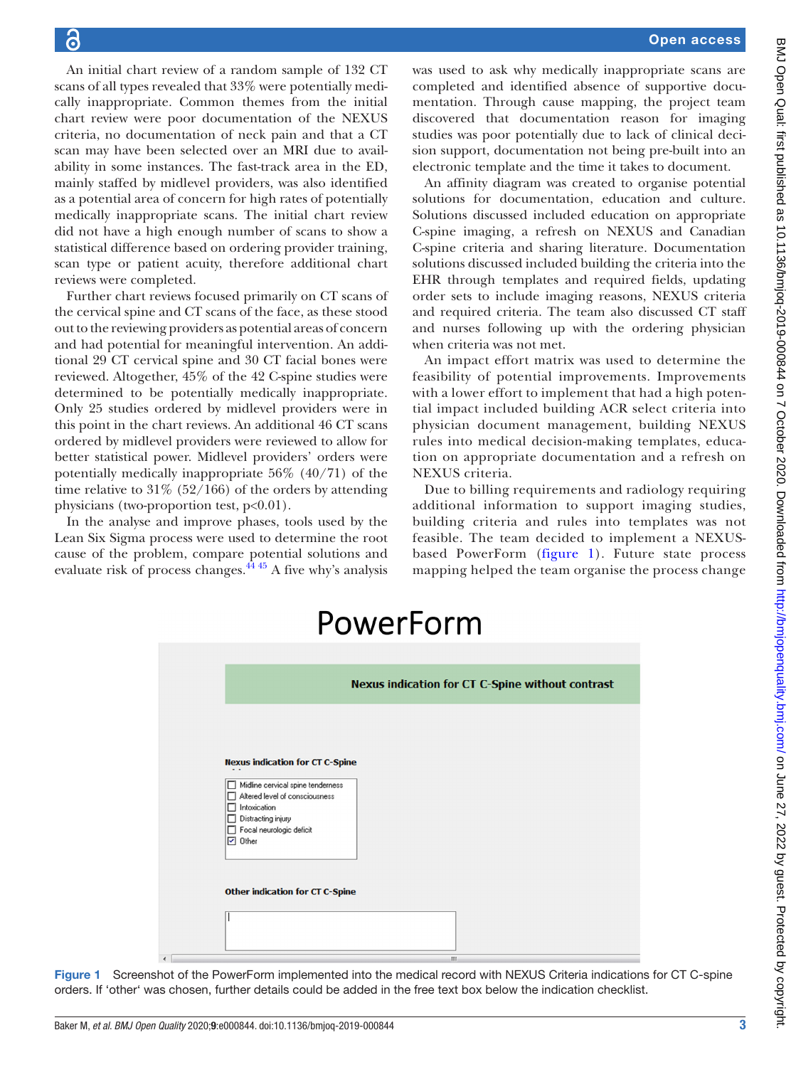An initial chart review of a random sample of 132 CT scans of all types revealed that 33% were potentially medically inappropriate. Common themes from the initial chart review were poor documentation of the NEXUS criteria, no documentation of neck pain and that a CT scan may have been selected over an MRI due to availability in some instances. The fast-track area in the ED, mainly staffed by midlevel providers, was also identified as a potential area of concern for high rates of potentially medically inappropriate scans. The initial chart review did not have a high enough number of scans to show a statistical difference based on ordering provider training, scan type or patient acuity, therefore additional chart reviews were completed.

Further chart reviews focused primarily on CT scans of the cervical spine and CT scans of the face, as these stood out to the reviewing providers as potential areas of concern and had potential for meaningful intervention. An additional 29 CT cervical spine and 30 CT facial bones were reviewed. Altogether, 45% of the 42 C-spine studies were determined to be potentially medically inappropriate. Only 25 studies ordered by midlevel providers were in this point in the chart reviews. An additional 46 CT scans ordered by midlevel providers were reviewed to allow for better statistical power. Midlevel providers' orders were potentially medically inappropriate 56% (40/71) of the time relative to 31% (52/166) of the orders by attending physicians (two-proportion test, $p<0.01$).

In the analyse and improve phases, tools used by the Lean Six Sigma process were used to determine the root cause of the problem, compare potential solutions and evaluate risk of process changes.[44,45] A five why's analysis was used to ask why medically inappropriate scans are completed and identified absence of supportive documentation. Through cause mapping, the project team discovered that documentation reason for imaging studies was poor potentially due to lack of clinical decision support, documentation not being pre-built into an electronic template and the time it takes to document.

An affinity diagram was created to organise potential solutions for documentation, education and culture. Solutions discussed included education on appropriate C-spine imaging, a refresh on NEXUS and Canadian C-spine criteria and sharing literature. Documentation solutions discussed included building the criteria into the EHR through templates and required fields, updating order sets to include imaging reasons, NEXUS criteria and required criteria. The team also discussed CT staff and nurses following up with the ordering physician when criteria was not met.

An impact effort matrix was used to determine the feasibility of potential improvements. Improvements with a lower effort to implement that had a high potential impact included building ACR select criteria into physician document management, building NEXUS rules into medical decision-making templates, education on appropriate documentation and a refresh on NEXUS criteria.

Due to billing requirements and radiology requiring additional information to support imaging studies, building criteria and rules into templates was not feasible. The team decided to implement a NEXUS-based PowerForm (figure 1). Future state process mapping helped the team organise the process change

PowerForm

Nexus indication for CT C-Spine without contrast

Nexus indication for CT C-Spine

- ☐ Midline cervical spine tenderness
- ☐ Altered level of consciousness
- ☐ Intoxication
- ☐ Distracting injury
- ☐ Focal neurologic deficit
- ☑ Other

Other indication for CT C-Spine

**Figure 1** Screenshot of the PowerForm implemented into the medical record with NEXUS Criteria indications for CT C-spine orders. If 'other' was chosen, further details could be added in the free text box below the indication checklist.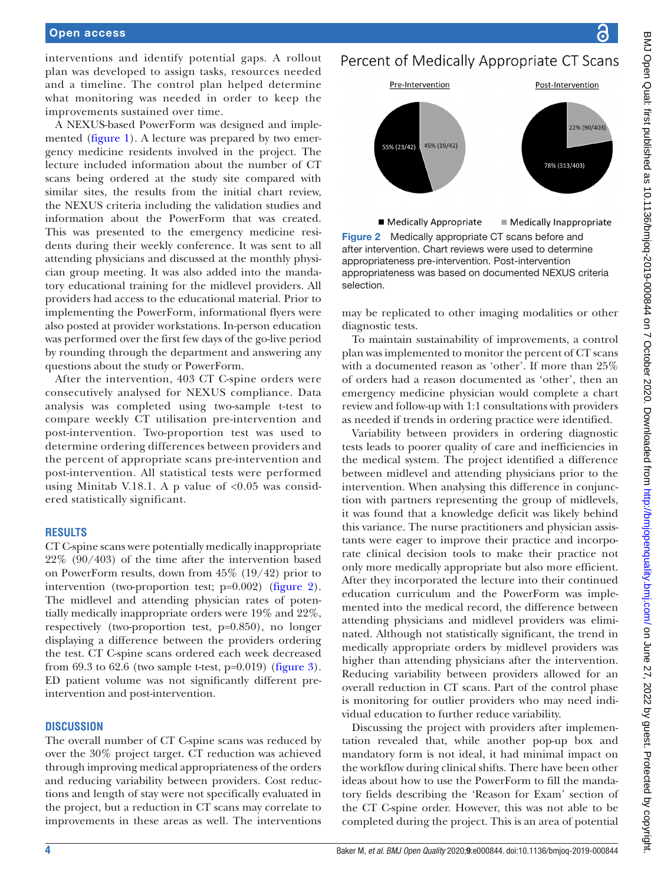interventions and identify potential gaps. A rollout plan was developed to assign tasks, resources needed and a timeline. The control plan helped determine what monitoring was needed in order to keep the improvements sustained over time.

A NEXUS-based PowerForm was designed and implemented (figure 1). A lecture was prepared by two emergency medicine residents involved in the project. The lecture included information about the number of CT scans being ordered at the study site compared with similar sites, the results from the initial chart review, the NEXUS criteria including the validation studies and information about the PowerForm that was created. This was presented to the emergency medicine residents during their weekly conference. It was sent to all attending physicians and discussed at the monthly physician group meeting. It was also added into the mandatory educational training for the midlevel providers. All providers had access to the educational material. Prior to implementing the PowerForm, informational flyers were also posted at provider workstations. In-person education was performed over the first few days of the go-live period by rounding through the department and answering any questions about the study or PowerForm.

After the intervention, 403 CT C-spine orders were consecutively analysed for NEXUS compliance. Data analysis was completed using two-sample t-test to compare weekly CT utilisation pre-intervention and post-intervention. Two-proportion test was used to determine ordering differences between providers and the percent of appropriate scans pre-intervention and post-intervention. All statistical tests were performed using Minitab V.18.1. A p value of $<0.05$ was considered statistically significant.

## RESULTS

CT C-spine scans were potentially medically inappropriate 22% (90/403) of the time after the intervention based on PowerForm results, down from 45% (19/42) prior to intervention (two-proportion test; p=0.002) (figure 2). The midlevel and attending physician rates of potentially medically inappropriate orders were 19% and 22%, respectively (two-proportion test, p=0.850), no longer displaying a difference between the providers ordering the test. CT C-spine scans ordered each week decreased from 69.3 to 62.6 (two sample t-test, p=0.019) (figure 3). ED patient volume was not significantly different pre-intervention and post-intervention.

## DISCUSSION

The overall number of CT C-spine scans was reduced by over the 30% project target. CT reduction was achieved through improving medical appropriateness of the orders and reducing variability between providers. Cost reductions and length of stay were not specifically evaluated in the project, but a reduction in CT scans may correlate to improvements in these areas as well. The interventions may be replicated to other imaging modalities or other diagnostic tests.

**Percent of Medically Appropriate CT Scans**

| | Pre-Intervention | Post-Intervention |
|---|---|---|
| Medically Appropriate | 55% (23/42) | 78% (313/403) |
| Medically Inappropriate | 45% (19/42) | 22% (90/403) |

**Figure 2** Medically appropriate CT scans before and after intervention. Chart reviews were used to determine appropriateness pre-intervention. Post-intervention appropriateness was based on documented NEXUS criteria selection.

To maintain sustainability of improvements, a control plan was implemented to monitor the percent of CT scans with a documented reason as 'other'. If more than 25% of orders had a reason documented as 'other', then an emergency medicine physician would complete a chart review and follow-up with 1:1 consultations with providers as needed if trends in ordering practice were identified.

Variability between providers in ordering diagnostic tests leads to poorer quality of care and inefficiencies in the medical system. The project identified a difference between midlevel and attending physicians prior to the intervention. When analysing this difference in conjunction with partners representing the group of midlevels, it was found that a knowledge deficit was likely behind this variance. The nurse practitioners and physician assistants were eager to improve their practice and incorporate clinical decision tools to make their practice not only more medically appropriate but also more efficient. After they incorporated the lecture into their continued education curriculum and the PowerForm was implemented into the medical record, the difference between attending physicians and midlevel providers was eliminated. Although not statistically significant, the trend in medically appropriate orders by midlevel providers was higher than attending physicians after the intervention. Reducing variability between providers allowed for an overall reduction in CT scans. Part of the control phase is monitoring for outlier providers who may need individual education to further reduce variability.

Discussing the project with providers after implementation revealed that, while another pop-up box and mandatory form is not ideal, it had minimal impact on the workflow during clinical shifts. There have been other ideas about how to use the PowerForm to fill the mandatory fields describing the 'Reason for Exam' section of the CT C-spine order. However, this was not able to be completed during the project. This is an area of potential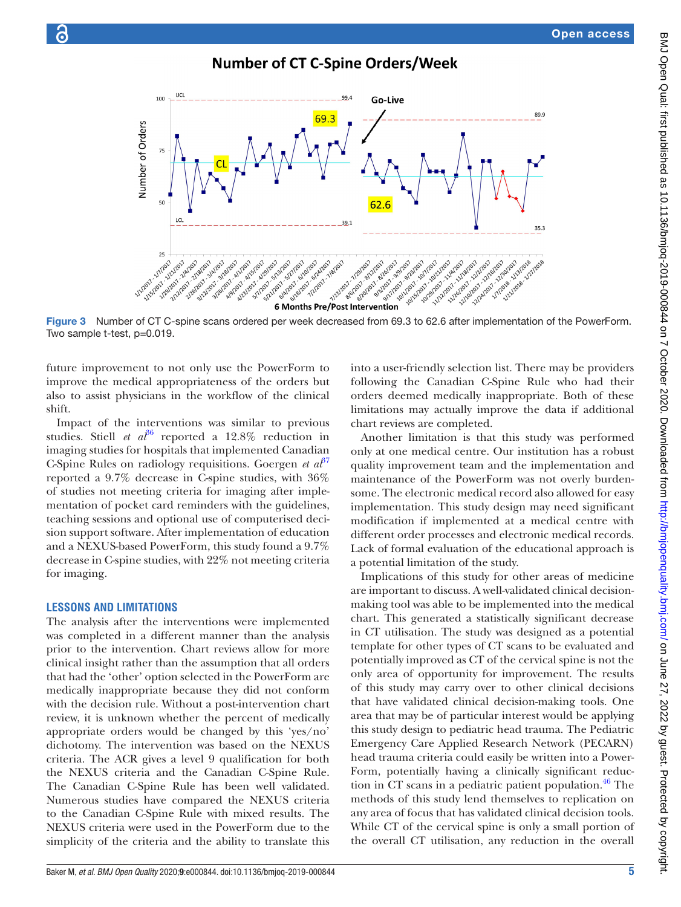Number of CT C-Spine Orders/Week

UCL
99.4
Go-Live
89.9
69.3
CL
62.6
LCL
39.1
35.3
Number of Orders
100
75
50
25
6 Months Pre/Post Intervention

Figure 3 Number of CT C-spine scans ordered per week decreased from 69.3 to 62.6 after implementation of the PowerForm. Two sample t-test, p=0.019.

future improvement to not only use the PowerForm to improve the medical appropriateness of the orders but also to assist physicians in the workflow of the clinical shift.

Impact of the interventions was similar to previous studies. Stiell *et al*[36] reported a 12.8% reduction in imaging studies for hospitals that implemented Canadian C-Spine Rules on radiology requisitions. Goergen *et al*[37] reported a 9.7% decrease in C-spine studies, with 36% of studies not meeting criteria for imaging after implementation of pocket card reminders with the guidelines, teaching sessions and optional use of computerised decision support software. After implementation of education and a NEXUS-based PowerForm, this study found a 9.7% decrease in C-spine studies, with 22% not meeting criteria for imaging.

## LESSONS AND LIMITATIONS

The analysis after the interventions were implemented was completed in a different manner than the analysis prior to the intervention. Chart reviews allow for more clinical insight rather than the assumption that all orders that had the 'other' option selected in the PowerForm are medically inappropriate because they did not conform with the decision rule. Without a post-intervention chart review, it is unknown whether the percent of medically appropriate orders would be changed by this 'yes/no' dichotomy. The intervention was based on the NEXUS criteria. The ACR gives a level 9 qualification for both the NEXUS criteria and the Canadian C-Spine Rule. The Canadian C-Spine Rule has been well validated. Numerous studies have compared the NEXUS criteria to the Canadian C-Spine Rule with mixed results. The NEXUS criteria were used in the PowerForm due to the simplicity of the criteria and the ability to translate this into a user-friendly selection list. There may be providers following the Canadian C-Spine Rule who had their orders deemed medically inappropriate. Both of these limitations may actually improve the data if additional chart reviews are completed.

Another limitation is that this study was performed only at one medical centre. Our institution has a robust quality improvement team and the implementation and maintenance of the PowerForm was not overly burdensome. The electronic medical record also allowed for easy implementation. This study design may need significant modification if implemented at a medical centre with different order processes and electronic medical records. Lack of formal evaluation of the educational approach is a potential limitation of the study.

Implications of this study for other areas of medicine are important to discuss. A well-validated clinical decision-making tool was able to be implemented into the medical chart. This generated a statistically significant decrease in CT utilisation. The study was designed as a potential template for other types of CT scans to be evaluated and potentially improved as CT of the cervical spine is not the only area of opportunity for improvement. The results of this study may carry over to other clinical decisions that have validated clinical decision-making tools. One area that may be of particular interest would be applying this study design to pediatric head trauma. The Pediatric Emergency Care Applied Research Network (PECARN) head trauma criteria could easily be written into a PowerForm, potentially having a clinically significant reduction in CT scans in a pediatric patient population.[46] The methods of this study lend themselves to replication on any area of focus that has validated clinical decision tools. While CT of the cervical spine is only a small portion of the overall CT utilisation, any reduction in the overall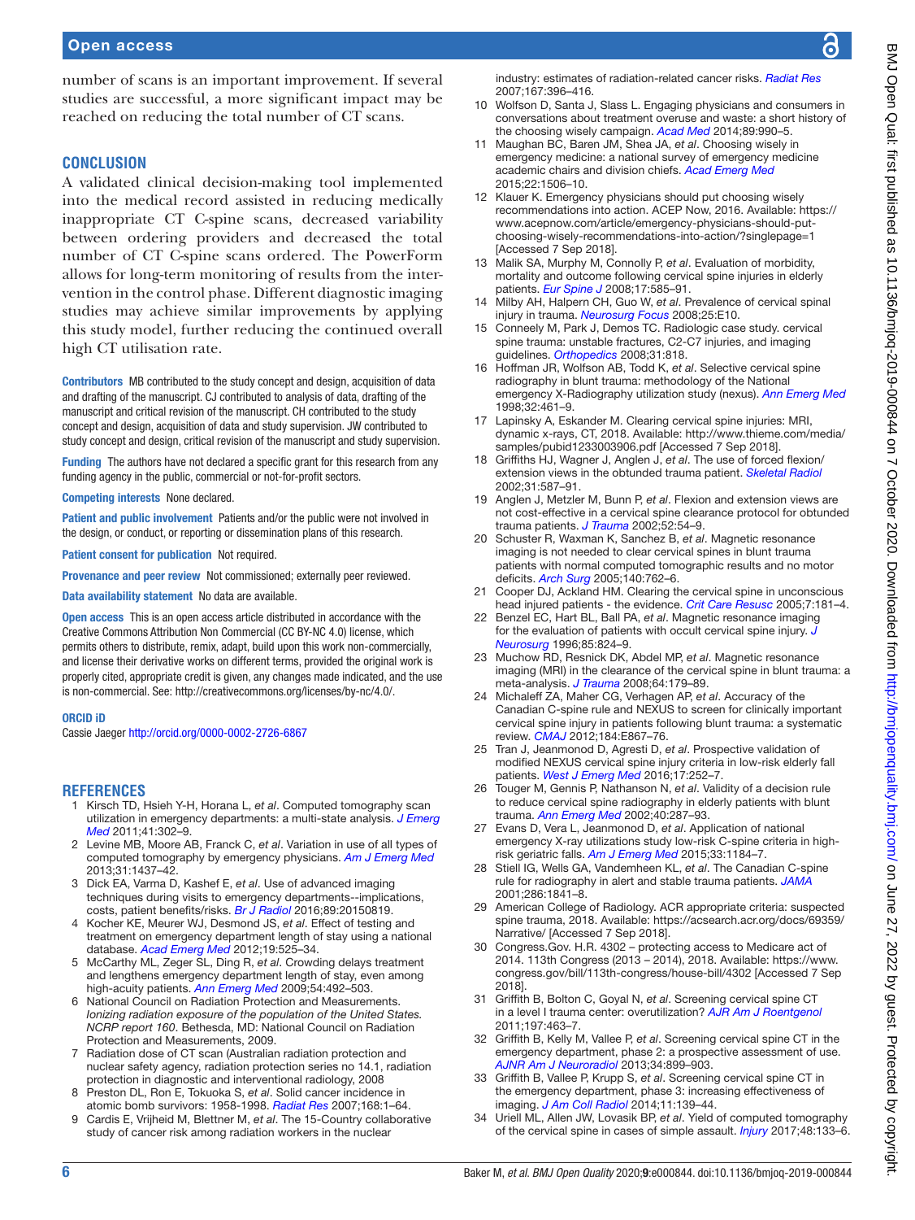number of scans is an important improvement. If several studies are successful, a more significant impact may be reached on reducing the total number of CT scans.

## CONCLUSION

A validated clinical decision-making tool implemented into the medical record assisted in reducing medically inappropriate CT C-spine scans, decreased variability between ordering providers and decreased the total number of CT C-spine scans ordered. The PowerForm allows for long-term monitoring of results from the intervention in the control phase. Different diagnostic imaging studies may achieve similar improvements by applying this study model, further reducing the continued overall high CT utilisation rate.

**Contributors** MB contributed to the study concept and design, acquisition of data and drafting of the manuscript. CJ contributed to analysis of data, drafting of the manuscript and critical revision of the manuscript. CH contributed to the study concept and design, acquisition of data and study supervision. JW contributed to study concept and design, critical revision of the manuscript and study supervision.

**Funding** The authors have not declared a specific grant for this research from any funding agency in the public, commercial or not-for-profit sectors.

**Competing interests** None declared.

**Patient and public involvement** Patients and/or the public were not involved in the design, or conduct, or reporting or dissemination plans of this research.

**Patient consent for publication** Not required.

**Provenance and peer review** Not commissioned; externally peer reviewed.

**Data availability statement** No data are available.

**Open access** This is an open access article distributed in accordance with the Creative Commons Attribution Non Commercial (CC BY-NC 4.0) license, which permits others to distribute, remix, adapt, build upon this work non-commercially, and license their derivative works on different terms, provided the original work is properly cited, appropriate credit is given, any changes made indicated, and the use is non-commercial. See: http://creativecommons.org/licenses/by-nc/4.0/.

**ORCID iD**

Cassie Jaeger http://orcid.org/0000-0002-2726-6867

## REFERENCES

1. Kirsch TD, Hsieh Y-H, Horana L, *et al*. Computed tomography scan utilization in emergency departments: a multi-state analysis. *J Emerg Med* 2011;41:302–9.
2. Levine MB, Moore AB, Franck C, *et al*. Variation in use of all types of computed tomography by emergency physicians. *Am J Emerg Med* 2013;31:1437–42.
3. Dick EA, Varma D, Kashef E, *et al*. Use of advanced imaging techniques during visits to emergency departments--implications, costs, patient benefits/risks. *Br J Radiol* 2016;89:20150819.
4. Kocher KE, Meurer WJ, Desmond JS, *et al*. Effect of testing and treatment on emergency department length of stay using a national database. *Acad Emerg Med* 2012;19:525–34.
5. McCarthy ML, Zeger SL, Ding R, *et al*. Crowding delays treatment and lengthens emergency department length of stay, even among high-acuity patients. *Ann Emerg Med* 2009;54:492–503.
6. National Council on Radiation Protection and Measurements. *Ionizing radiation exposure of the population of the United States. NCRP report 160*. Bethesda, MD: National Council on Radiation Protection and Measurements, 2009.
7. Radiation dose of CT scan (Australian radiation protection and nuclear safety agency, radiation protection series no 14.1, radiation protection in diagnostic and interventional radiology, 2008
8. Preston DL, Ron E, Tokuoka S, *et al*. Solid cancer incidence in atomic bomb survivors: 1958-1998. *Radiat Res* 2007;168:1–64.
9. Cardis E, Vrijheid M, Blettner M, *et al*. The 15-Country collaborative study of cancer risk among radiation workers in the nuclear industry: estimates of radiation-related cancer risks. *Radiat Res* 2007;167:396–416.
10. Wolfson D, Santa J, Slass L. Engaging physicians and consumers in conversations about treatment overuse and waste: a short history of the choosing wisely campaign. *Acad Med* 2014;89:990–5.
11. Maughan BC, Baren JM, Shea JA, *et al*. Choosing wisely in emergency medicine: a national survey of emergency medicine academic chairs and division chiefs. *Acad Emerg Med* 2015;22:1506–10.
12. Klauer K. Emergency physicians should put choosing wisely recommendations into action. ACEP Now, 2016. Available: https://www.acepnow.com/article/emergency-physicians-should-put-choosing-wisely-recommendations-into-action/?singlepage=1 [Accessed 7 Sep 2018].
13. Malik SA, Murphy M, Connolly P, *et al*. Evaluation of morbidity, mortality and outcome following cervical spine injuries in elderly patients. *Eur Spine J* 2008;17:585–91.
14. Milby AH, Halpern CH, Guo W, *et al*. Prevalence of cervical spinal injury in trauma. *Neurosurg Focus* 2008;25:E10.
15. Conneely M, Park J, Demos TC. Radiologic case study. cervical spine trauma: unstable fractures, C2-C7 injuries, and imaging guidelines. *Orthopedics* 2008;31:818.
16. Hoffman JR, Wolfson AB, Todd K, *et al*. Selective cervical spine radiography in blunt trauma: methodology of the National emergency X-Radiography utilization study (nexus). *Ann Emerg Med* 1998;32:461–9.
17. Lapinsky A, Eskander M. Clearing cervical spine injuries: MRI, dynamic x-rays, CT, 2018. Available: http://www.thieme.com/media/samples/pubid1233003906.pdf [Accessed 7 Sep 2018].
18. Griffiths HJ, Wagner J, Anglen J, *et al*. The use of forced flexion/extension views in the obtunded trauma patient. *Skeletal Radiol* 2002;31:587–91.
19. Anglen J, Metzler M, Bunn P, *et al*. Flexion and extension views are not cost-effective in a cervical spine clearance protocol for obtunded trauma patients. *J Trauma* 2002;52:54–9.
20. Schuster R, Waxman K, Sanchez B, *et al*. Magnetic resonance imaging is not needed to clear cervical spines in blunt trauma patients with normal computed tomographic results and no motor deficits. *Arch Surg* 2005;140:762–6.
21. Cooper DJ, Ackland HM. Clearing the cervical spine in unconscious head injured patients - the evidence. *Crit Care Resusc* 2005;7:181–4.
22. Benzel EC, Hart BL, Ball PA, *et al*. Magnetic resonance imaging for the evaluation of patients with occult cervical spine injury. *J Neurosurg* 1996;85:824–9.
23. Muchow RD, Resnick DK, Abdel MP, *et al*. Magnetic resonance imaging (MRI) in the clearance of the cervical spine in blunt trauma: a meta-analysis. *J Trauma* 2008;64:179–89.
24. Michaleff ZA, Maher CG, Verhagen AP, *et al*. Accuracy of the Canadian C-spine rule and NEXUS to screen for clinically important cervical spine injury in patients following blunt trauma: a systematic review. *CMAJ* 2012;184:E867–76.
25. Tran J, Jeanmonod D, Agresti D, *et al*. Prospective validation of modified NEXUS cervical spine injury criteria in low-risk elderly fall patients. *West J Emerg Med* 2016;17:252–7.
26. Touger M, Gennis P, Nathanson N, *et al*. Validity of a decision rule to reduce cervical spine radiography in elderly patients with blunt trauma. *Ann Emerg Med* 2002;40:287–93.
27. Evans D, Vera L, Jeanmonod D, *et al*. Application of national emergency X-ray utilizations study low-risk C-spine criteria in high-risk geriatric falls. *Am J Emerg Med* 2015;33:1184–7.
28. Stiell IG, Wells GA, Vandemheen KL, *et al*. The Canadian C-spine rule for radiography in alert and stable trauma patients. *JAMA* 2001;286:1841–8.
29. American College of Radiology. ACR appropriate criteria: suspected spine trauma, 2018. Available: https://acsearch.acr.org/docs/69359/Narrative/ [Accessed 7 Sep 2018].
30. Congress.Gov. H.R. 4302 – protecting access to Medicare act of 2014. 113th Congress (2013 – 2014), 2018. Available: https://www.congress.gov/bill/113th-congress/house-bill/4302 [Accessed 7 Sep 2018].
31. Griffith B, Bolton C, Goyal N, *et al*. Screening cervical spine CT in a level I trauma center: overutilization? *AJR Am J Roentgenol* 2011;197:463–7.
32. Griffith B, Kelly M, Vallee P, *et al*. Screening cervical spine CT in the emergency department, phase 2: a prospective assessment of use. *AJNR Am J Neuroradiol* 2013;34:899–903.
33. Griffith B, Vallee P, Krupp S, *et al*. Screening cervical spine CT in the emergency department, phase 3: increasing effectiveness of imaging. *J Am Coll Radiol* 2014;11:139–44.
34. Uriell ML, Allen JW, Lovasik BP, *et al*. Yield of computed tomography of the cervical spine in cases of simple assault. *Injury* 2017;48:133–6.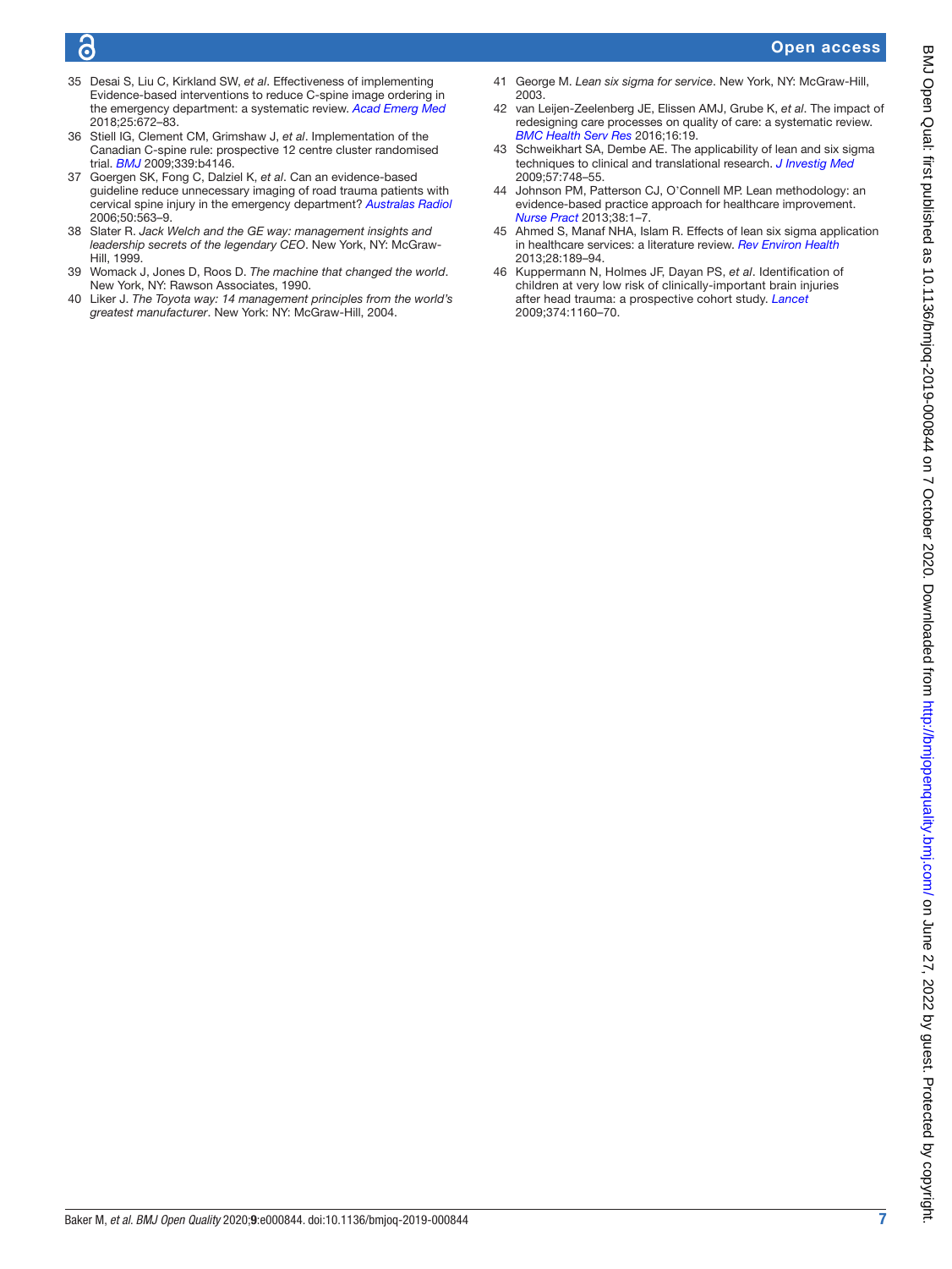35 Desai S, Liu C, Kirkland SW, *et al*. Effectiveness of implementing Evidence-based interventions to reduce C-spine image ordering in the emergency department: a systematic review. *Acad Emerg Med* 2018;25:672–83.

36 Stiell IG, Clement CM, Grimshaw J, *et al*. Implementation of the Canadian C-spine rule: prospective 12 centre cluster randomised trial. *BMJ* 2009;339:b4146.

37 Goergen SK, Fong C, Dalziel K, *et al*. Can an evidence-based guideline reduce unnecessary imaging of road trauma patients with cervical spine injury in the emergency department? *Australas Radiol* 2006;50:563–9.

38 Slater R. *Jack Welch and the GE way: management insights and leadership secrets of the legendary CEO*. New York, NY: McGraw-Hill, 1999.

39 Womack J, Jones D, Roos D. *The machine that changed the world*. New York, NY: Rawson Associates, 1990.

40 Liker J. *The Toyota way: 14 management principles from the world's greatest manufacturer*. New York: NY: McGraw-Hill, 2004.

41 George M. *Lean six sigma for service*. New York, NY: McGraw-Hill, 2003.

42 van Leijen-Zeelenberg JE, Elissen AMJ, Grube K, *et al*. The impact of redesigning care processes on quality of care: a systematic review. *BMC Health Serv Res* 2016;16:19.

43 Schweikhart SA, Dembe AE. The applicability of lean and six sigma techniques to clinical and translational research. *J Investig Med* 2009;57:748–55.

44 Johnson PM, Patterson CJ, O'Connell MP. Lean methodology: an evidence-based practice approach for healthcare improvement. *Nurse Pract* 2013;38:1–7.

45 Ahmed S, Manaf NHA, Islam R. Effects of lean six sigma application in healthcare services: a literature review. *Rev Environ Health* 2013;28:189–94.

46 Kuppermann N, Holmes JF, Dayan PS, *et al*. Identification of children at very low risk of clinically-important brain injuries after head trauma: a prospective cohort study. *Lancet* 2009;374:1160–70.